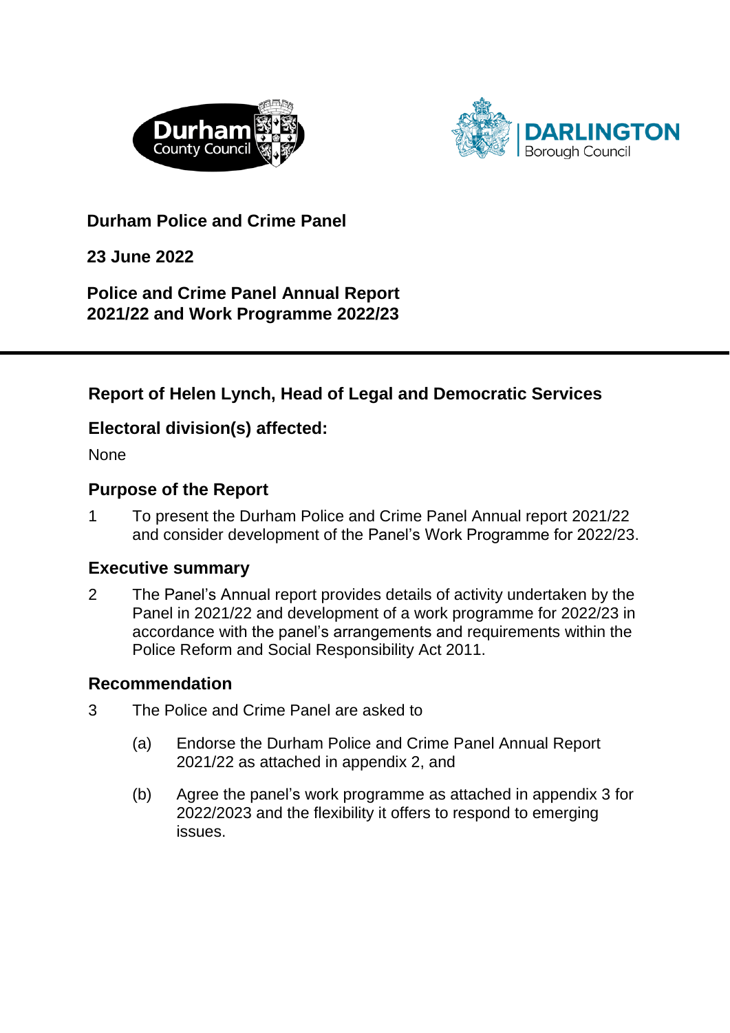**Durham Police and Crime Panel**

**23 June 2022**

**Police and Crime Panel Annual Report 2021/22 and Work Programme 2022/23**

---

## Report of Helen Lynch, Head of Legal and Democratic Services

## Electoral division(s) affected:

None

## Purpose of the Report

1 To present the Durham Police and Crime Panel Annual report 2021/22 and consider development of the Panel's Work Programme for 2022/23.

## Executive summary

2 The Panel's Annual report provides details of activity undertaken by the Panel in 2021/22 and development of a work programme for 2022/23 in accordance with the panel's arrangements and requirements within the Police Reform and Social Responsibility Act 2011.

## Recommendation

3 The Police and Crime Panel are asked to

(a) Endorse the Durham Police and Crime Panel Annual Report 2021/22 as attached in appendix 2, and

(b) Agree the panel's work programme as attached in appendix 3 for 2022/2023 and the flexibility it offers to respond to emerging issues.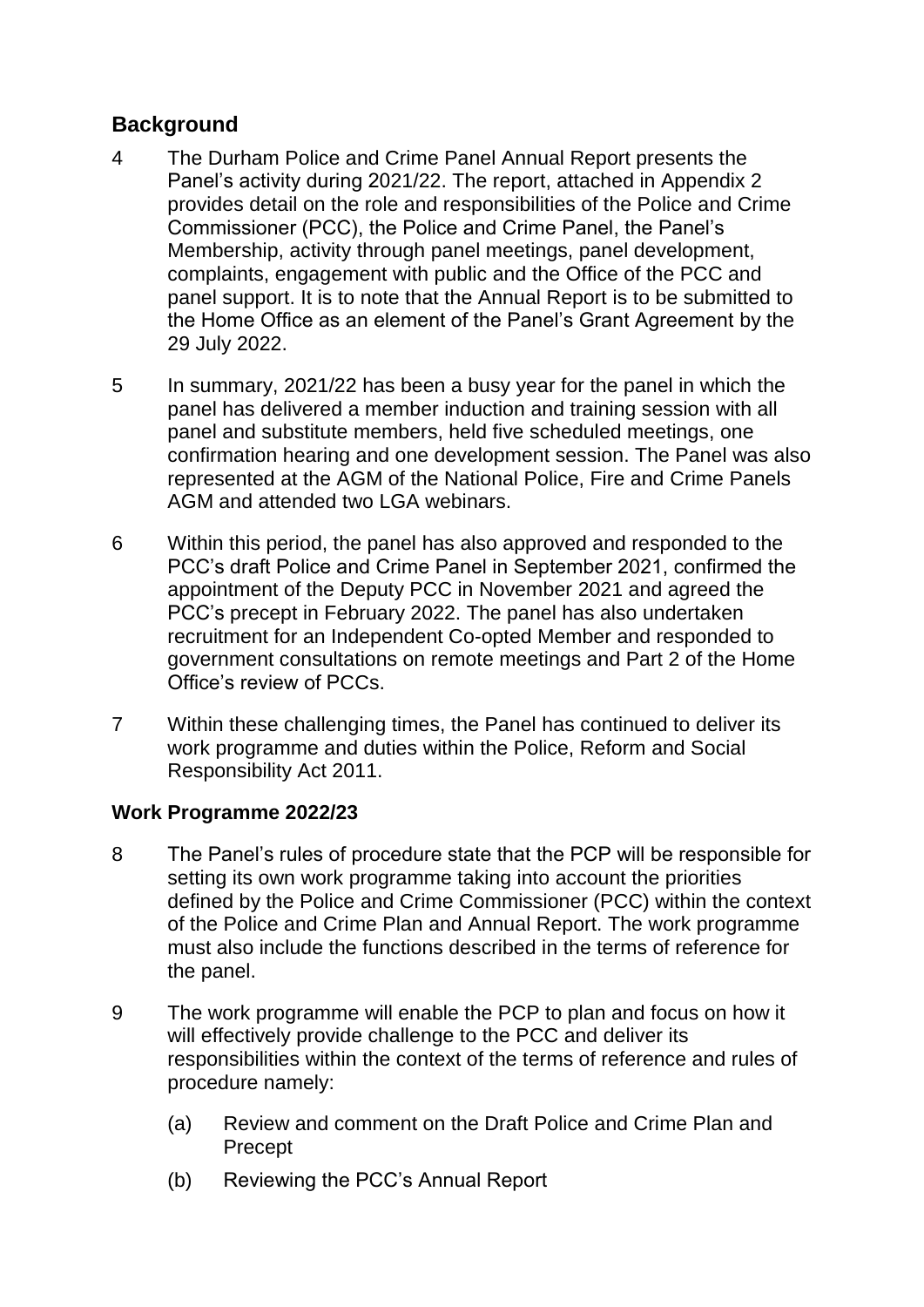## Background

4 The Durham Police and Crime Panel Annual Report presents the Panel's activity during 2021/22. The report, attached in Appendix 2 provides detail on the role and responsibilities of the Police and Crime Commissioner (PCC), the Police and Crime Panel, the Panel's Membership, activity through panel meetings, panel development, complaints, engagement with public and the Office of the PCC and panel support. It is to note that the Annual Report is to be submitted to the Home Office as an element of the Panel's Grant Agreement by the 29 July 2022.

5 In summary, 2021/22 has been a busy year for the panel in which the panel has delivered a member induction and training session with all panel and substitute members, held five scheduled meetings, one confirmation hearing and one development session. The Panel was also represented at the AGM of the National Police, Fire and Crime Panels AGM and attended two LGA webinars.

6 Within this period, the panel has also approved and responded to the PCC's draft Police and Crime Panel in September 2021, confirmed the appointment of the Deputy PCC in November 2021 and agreed the PCC's precept in February 2022. The panel has also undertaken recruitment for an Independent Co-opted Member and responded to government consultations on remote meetings and Part 2 of the Home Office's review of PCCs.

7 Within these challenging times, the Panel has continued to deliver its work programme and duties within the Police, Reform and Social Responsibility Act 2011.

### Work Programme 2022/23

8 The Panel's rules of procedure state that the PCP will be responsible for setting its own work programme taking into account the priorities defined by the Police and Crime Commissioner (PCC) within the context of the Police and Crime Plan and Annual Report. The work programme must also include the functions described in the terms of reference for the panel.

9 The work programme will enable the PCP to plan and focus on how it will effectively provide challenge to the PCC and deliver its responsibilities within the context of the terms of reference and rules of procedure namely:

(a) Review and comment on the Draft Police and Crime Plan and Precept

(b) Reviewing the PCC's Annual Report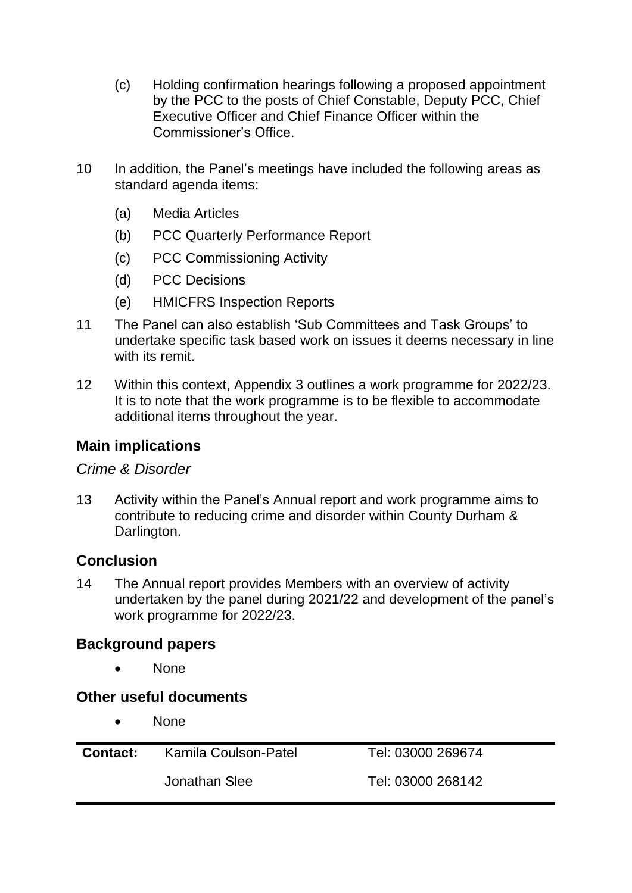(c) Holding confirmation hearings following a proposed appointment by the PCC to the posts of Chief Constable, Deputy PCC, Chief Executive Officer and Chief Finance Officer within the Commissioner's Office.

10 In addition, the Panel's meetings have included the following areas as standard agenda items:

(a) Media Articles

(b) PCC Quarterly Performance Report

(c) PCC Commissioning Activity

(d) PCC Decisions

(e) HMICFRS Inspection Reports

11 The Panel can also establish 'Sub Committees and Task Groups' to undertake specific task based work on issues it deems necessary in line with its remit.

12 Within this context, Appendix 3 outlines a work programme for 2022/23. It is to note that the work programme is to be flexible to accommodate additional items throughout the year.

## Main implications

*Crime & Disorder*

13 Activity within the Panel's Annual report and work programme aims to contribute to reducing crime and disorder within County Durham & Darlington.

## Conclusion

14 The Annual report provides Members with an overview of activity undertaken by the panel during 2021/22 and development of the panel's work programme for 2022/23.

## Background papers

- None

## Other useful documents

- None

| **Contact:** | Kamila Coulson-Patel | Tel: 03000 269674 |
|---|---|---|
| | Jonathan Slee | Tel: 03000 268142 |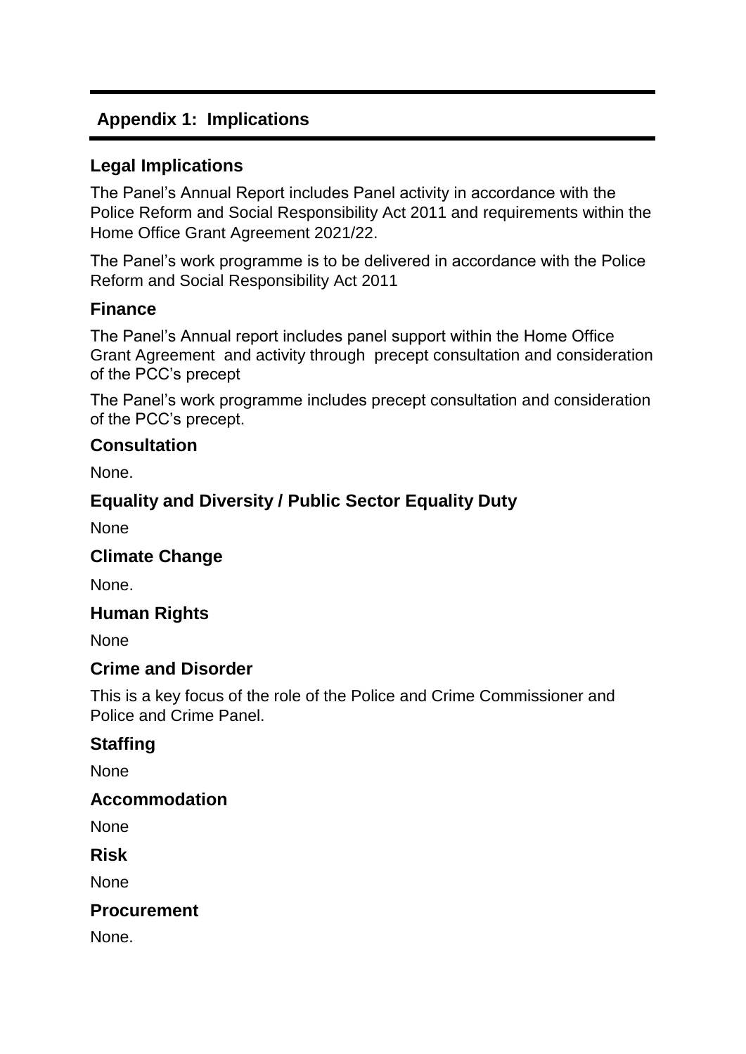## Appendix 1: Implications

### Legal Implications

The Panel's Annual Report includes Panel activity in accordance with the Police Reform and Social Responsibility Act 2011 and requirements within the Home Office Grant Agreement 2021/22.

The Panel's work programme is to be delivered in accordance with the Police Reform and Social Responsibility Act 2011

### Finance

The Panel's Annual report includes panel support within the Home Office Grant Agreement and activity through precept consultation and consideration of the PCC's precept

The Panel's work programme includes precept consultation and consideration of the PCC's precept.

### Consultation

None.

### Equality and Diversity / Public Sector Equality Duty

None

### Climate Change

None.

### Human Rights

None

### Crime and Disorder

This is a key focus of the role of the Police and Crime Commissioner and Police and Crime Panel.

### Staffing

None

### Accommodation

None

### Risk

None

### Procurement

None.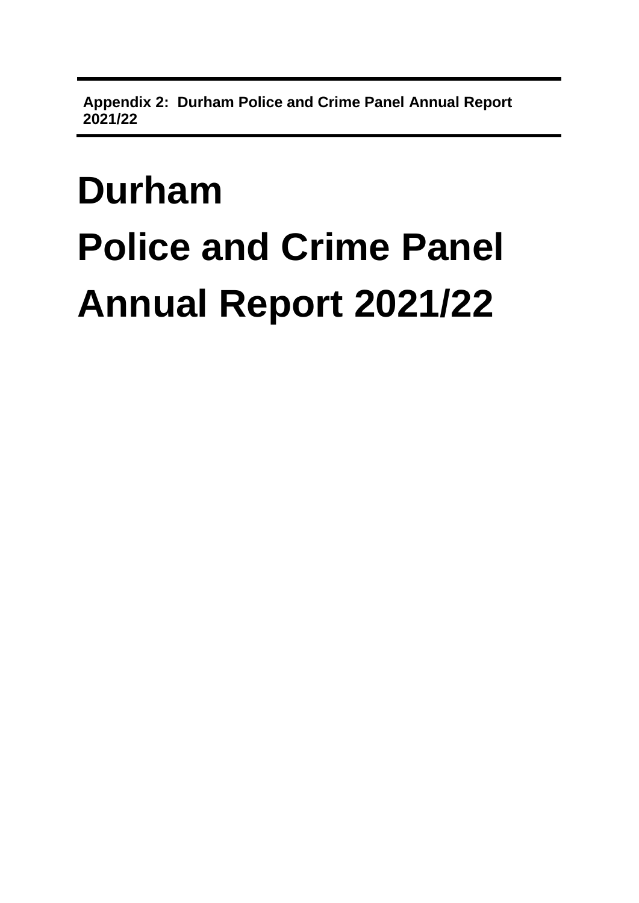**Appendix 2: Durham Police and Crime Panel Annual Report 2021/22**

# Durham
# Police and Crime Panel
# Annual Report 2021/22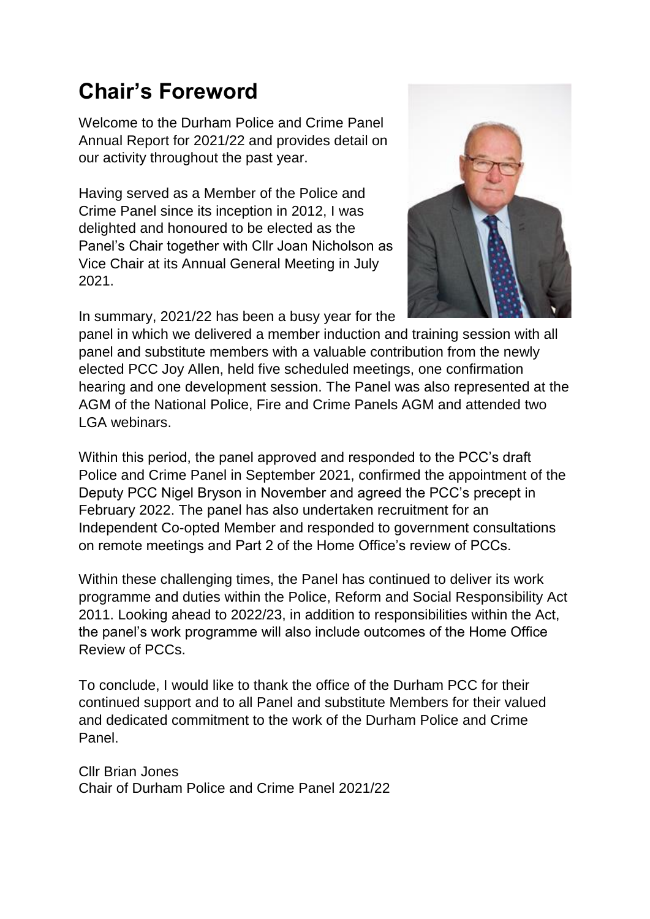# Chair's Foreword

Welcome to the Durham Police and Crime Panel Annual Report for 2021/22 and provides detail on our activity throughout the past year.

Having served as a Member of the Police and Crime Panel since its inception in 2012, I was delighted and honoured to be elected as the Panel's Chair together with Cllr Joan Nicholson as Vice Chair at its Annual General Meeting in July 2021.

In summary, 2021/22 has been a busy year for the panel in which we delivered a member induction and training session with all panel and substitute members with a valuable contribution from the newly elected PCC Joy Allen, held five scheduled meetings, one confirmation hearing and one development session. The Panel was also represented at the AGM of the National Police, Fire and Crime Panels AGM and attended two LGA webinars.

Within this period, the panel approved and responded to the PCC's draft Police and Crime Panel in September 2021, confirmed the appointment of the Deputy PCC Nigel Bryson in November and agreed the PCC's precept in February 2022. The panel has also undertaken recruitment for an Independent Co-opted Member and responded to government consultations on remote meetings and Part 2 of the Home Office's review of PCCs.

Within these challenging times, the Panel has continued to deliver its work programme and duties within the Police, Reform and Social Responsibility Act 2011. Looking ahead to 2022/23, in addition to responsibilities within the Act, the panel's work programme will also include outcomes of the Home Office Review of PCCs.

To conclude, I would like to thank the office of the Durham PCC for their continued support and to all Panel and substitute Members for their valued and dedicated commitment to the work of the Durham Police and Crime Panel.

Cllr Brian Jones
Chair of Durham Police and Crime Panel 2021/22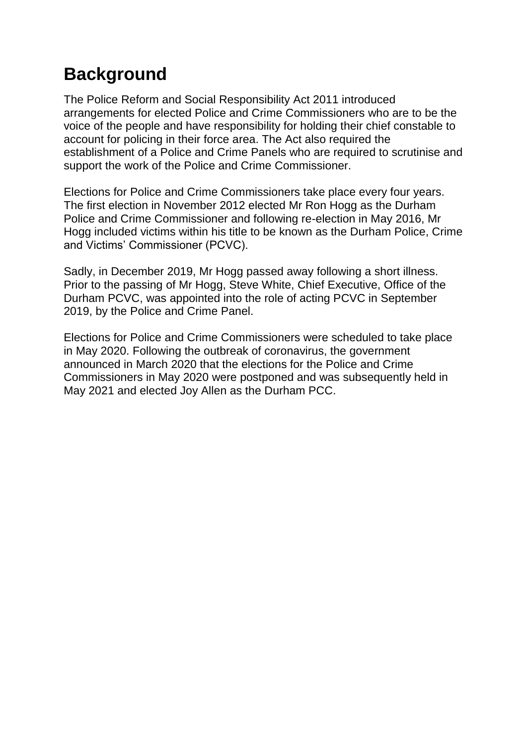# Background

The Police Reform and Social Responsibility Act 2011 introduced arrangements for elected Police and Crime Commissioners who are to be the voice of the people and have responsibility for holding their chief constable to account for policing in their force area. The Act also required the establishment of a Police and Crime Panels who are required to scrutinise and support the work of the Police and Crime Commissioner.

Elections for Police and Crime Commissioners take place every four years. The first election in November 2012 elected Mr Ron Hogg as the Durham Police and Crime Commissioner and following re-election in May 2016, Mr Hogg included victims within his title to be known as the Durham Police, Crime and Victims' Commissioner (PCVC).

Sadly, in December 2019, Mr Hogg passed away following a short illness. Prior to the passing of Mr Hogg, Steve White, Chief Executive, Office of the Durham PCVC, was appointed into the role of acting PCVC in September 2019, by the Police and Crime Panel.

Elections for Police and Crime Commissioners were scheduled to take place in May 2020. Following the outbreak of coronavirus, the government announced in March 2020 that the elections for the Police and Crime Commissioners in May 2020 were postponed and was subsequently held in May 2021 and elected Joy Allen as the Durham PCC.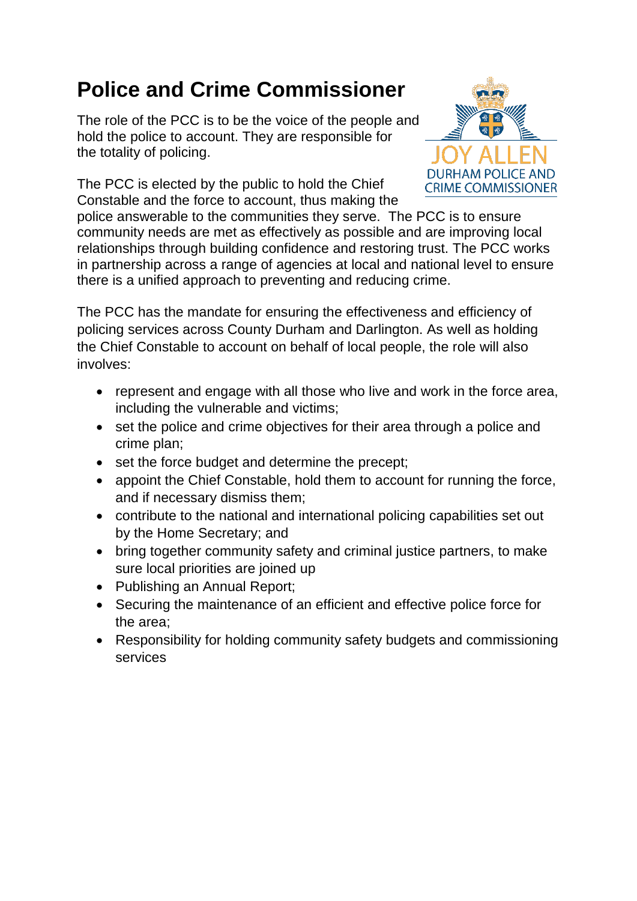# Police and Crime Commissioner

The role of the PCC is to be the voice of the people and hold the police to account. They are responsible for the totality of policing.

JOY ALLEN
DURHAM POLICE AND CRIME COMMISSIONER

The PCC is elected by the public to hold the Chief Constable and the force to account, thus making the police answerable to the communities they serve. The PCC is to ensure community needs are met as effectively as possible and are improving local relationships through building confidence and restoring trust. The PCC works in partnership across a range of agencies at local and national level to ensure there is a unified approach to preventing and reducing crime.

The PCC has the mandate for ensuring the effectiveness and efficiency of policing services across County Durham and Darlington. As well as holding the Chief Constable to account on behalf of local people, the role will also involves:

- represent and engage with all those who live and work in the force area, including the vulnerable and victims;
- set the police and crime objectives for their area through a police and crime plan;
- set the force budget and determine the precept;
- appoint the Chief Constable, hold them to account for running the force, and if necessary dismiss them;
- contribute to the national and international policing capabilities set out by the Home Secretary; and
- bring together community safety and criminal justice partners, to make sure local priorities are joined up
- Publishing an Annual Report;
- Securing the maintenance of an efficient and effective police force for the area;
- Responsibility for holding community safety budgets and commissioning services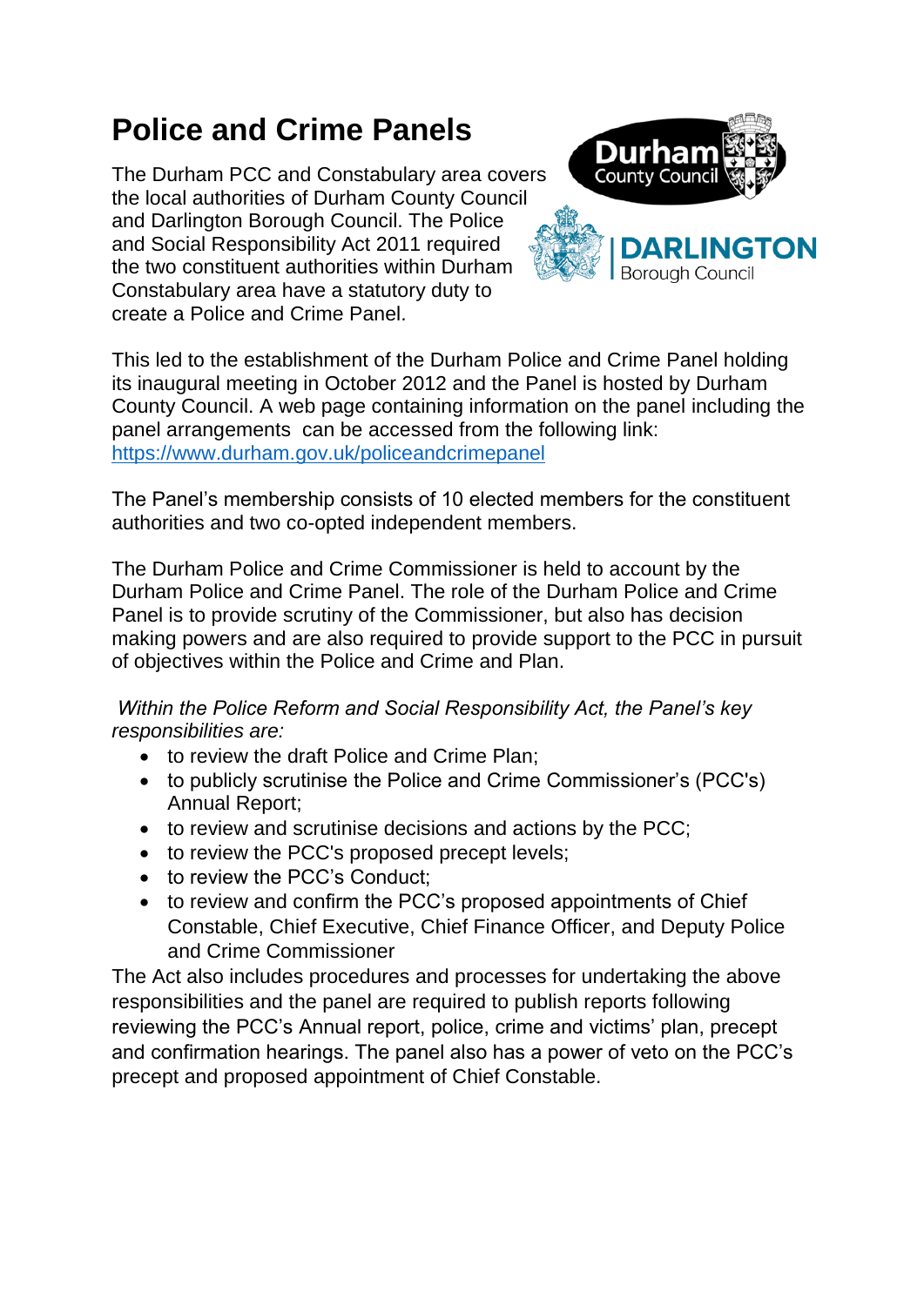# Police and Crime Panels

The Durham PCC and Constabulary area covers the local authorities of Durham County Council and Darlington Borough Council. The Police and Social Responsibility Act 2011 required the two constituent authorities within Durham Constabulary area have a statutory duty to create a Police and Crime Panel.

This led to the establishment of the Durham Police and Crime Panel holding its inaugural meeting in October 2012 and the Panel is hosted by Durham County Council. A web page containing information on the panel including the panel arrangements can be accessed from the following link: [https://www.durham.gov.uk/policeandcrimepanel](https://www.durham.gov.uk/policeandcrimepanel)

The Panel's membership consists of 10 elected members for the constituent authorities and two co-opted independent members.

The Durham Police and Crime Commissioner is held to account by the Durham Police and Crime Panel. The role of the Durham Police and Crime Panel is to provide scrutiny of the Commissioner, but also has decision making powers and are also required to provide support to the PCC in pursuit of objectives within the Police and Crime and Plan.

*Within the Police Reform and Social Responsibility Act, the Panel's key responsibilities are:*

- to review the draft Police and Crime Plan;
- to publicly scrutinise the Police and Crime Commissioner's (PCC's) Annual Report;
- to review and scrutinise decisions and actions by the PCC;
- to review the PCC's proposed precept levels;
- to review the PCC's Conduct;
- to review and confirm the PCC's proposed appointments of Chief Constable, Chief Executive, Chief Finance Officer, and Deputy Police and Crime Commissioner

The Act also includes procedures and processes for undertaking the above responsibilities and the panel are required to publish reports following reviewing the PCC's Annual report, police, crime and victims' plan, precept and confirmation hearings. The panel also has a power of veto on the PCC's precept and proposed appointment of Chief Constable.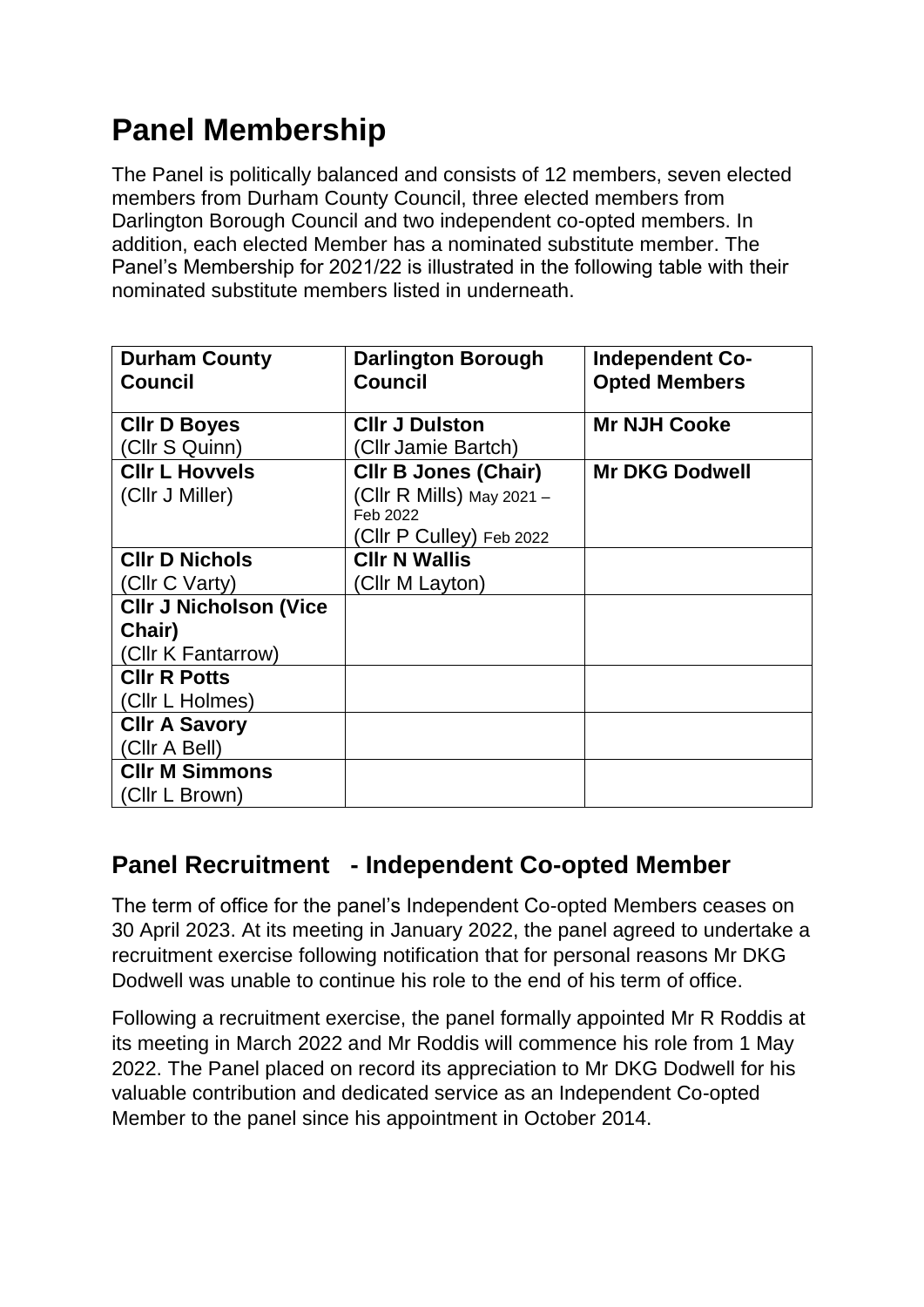# Panel Membership

The Panel is politically balanced and consists of 12 members, seven elected members from Durham County Council, three elected members from Darlington Borough Council and two independent co-opted members. In addition, each elected Member has a nominated substitute member. The Panel's Membership for 2021/22 is illustrated in the following table with their nominated substitute members listed in underneath.

| Durham County Council | Darlington Borough Council | Independent Co-Opted Members |
|---|---|---|
| **Cllr D Boyes**<br>(Cllr S Quinn) | **Cllr J Dulston**<br>(Cllr Jamie Bartch) | **Mr NJH Cooke** |
| **Cllr L Hovvels**<br>(Cllr J Miller) | **Cllr B Jones (Chair)**<br>(Cllr R Mills) May 2021 – Feb 2022<br>(Cllr P Culley) Feb 2022 | **Mr DKG Dodwell** |
| **Cllr D Nichols**<br>(Cllr C Varty) | **Cllr N Wallis**<br>(Cllr M Layton) | |
| **Cllr J Nicholson (Vice Chair)**<br>(Cllr K Fantarrow) | | |
| **Cllr R Potts**<br>(Cllr L Holmes) | | |
| **Cllr A Savory**<br>(Cllr A Bell) | | |
| **Cllr M Simmons**<br>(Cllr L Brown) | | |

## Panel Recruitment - Independent Co-opted Member

The term of office for the panel's Independent Co-opted Members ceases on 30 April 2023. At its meeting in January 2022, the panel agreed to undertake a recruitment exercise following notification that for personal reasons Mr DKG Dodwell was unable to continue his role to the end of his term of office.

Following a recruitment exercise, the panel formally appointed Mr R Roddis at its meeting in March 2022 and Mr Roddis will commence his role from 1 May 2022. The Panel placed on record its appreciation to Mr DKG Dodwell for his valuable contribution and dedicated service as an Independent Co-opted Member to the panel since his appointment in October 2014.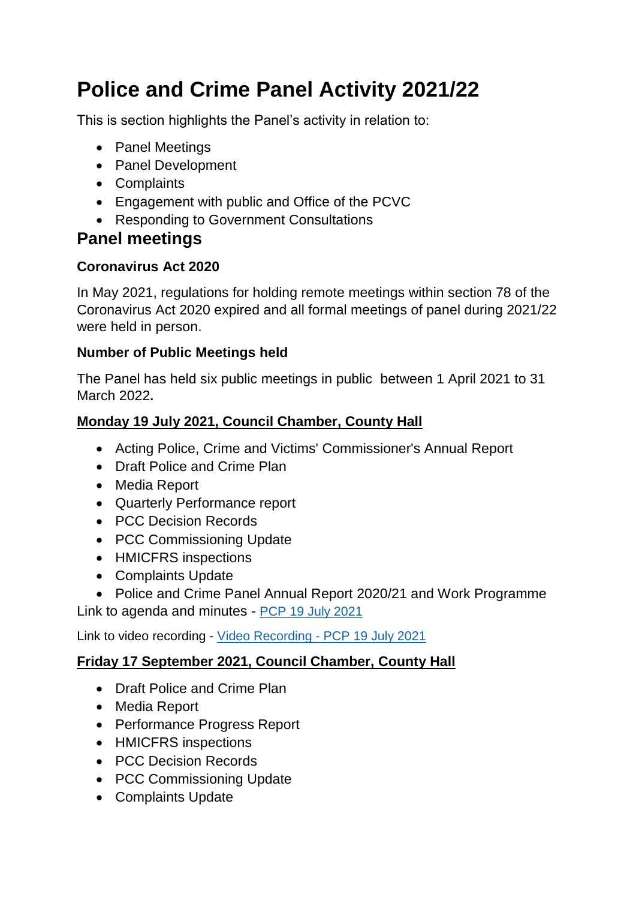# Police and Crime Panel Activity 2021/22

This is section highlights the Panel's activity in relation to:

- Panel Meetings
- Panel Development
- Complaints
- Engagement with public and Office of the PCVC
- Responding to Government Consultations

## Panel meetings

### Coronavirus Act 2020

In May 2021, regulations for holding remote meetings within section 78 of the Coronavirus Act 2020 expired and all formal meetings of panel during 2021/22 were held in person.

### Number of Public Meetings held

The Panel has held six public meetings in public between 1 April 2021 to 31 March 2022.

### <u>Monday 19 July 2021, Council Chamber, County Hall</u>

- Acting Police, Crime and Victims' Commissioner's Annual Report
- Draft Police and Crime Plan
- Media Report
- Quarterly Performance report
- PCC Decision Records
- PCC Commissioning Update
- HMICFRS inspections
- Complaints Update
- Police and Crime Panel Annual Report 2020/21 and Work Programme

Link to agenda and minutes - PCP 19 July 2021

Link to video recording - Video Recording - PCP 19 July 2021

### <u>Friday 17 September 2021, Council Chamber, County Hall</u>

- Draft Police and Crime Plan
- Media Report
- Performance Progress Report
- HMICFRS inspections
- PCC Decision Records
- PCC Commissioning Update
- Complaints Update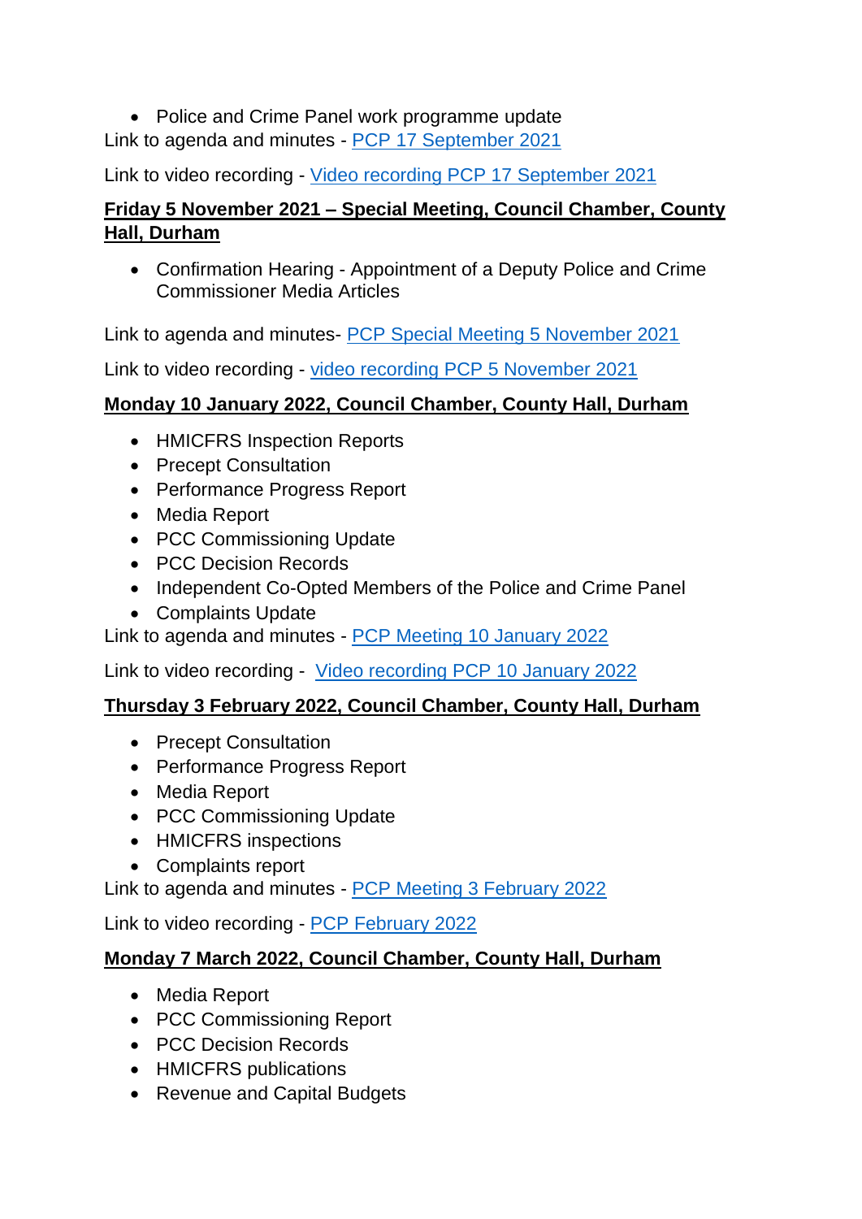- Police and Crime Panel work programme update

Link to agenda and minutes - PCP 17 September 2021

Link to video recording - Video recording PCP 17 September 2021

**Friday 5 November 2021 – Special Meeting, Council Chamber, County Hall, Durham**

- Confirmation Hearing - Appointment of a Deputy Police and Crime Commissioner Media Articles

Link to agenda and minutes- PCP Special Meeting 5 November 2021

Link to video recording - video recording PCP 5 November 2021

**Monday 10 January 2022, Council Chamber, County Hall, Durham**

- HMICFRS Inspection Reports
- Precept Consultation
- Performance Progress Report
- Media Report
- PCC Commissioning Update
- PCC Decision Records
- Independent Co-Opted Members of the Police and Crime Panel
- Complaints Update

Link to agenda and minutes - PCP Meeting 10 January 2022

Link to video recording - Video recording PCP 10 January 2022

**Thursday 3 February 2022, Council Chamber, County Hall, Durham**

- Precept Consultation
- Performance Progress Report
- Media Report
- PCC Commissioning Update
- HMICFRS inspections
- Complaints report

Link to agenda and minutes - PCP Meeting 3 February 2022

Link to video recording - PCP February 2022

**Monday 7 March 2022, Council Chamber, County Hall, Durham**

- Media Report
- PCC Commissioning Report
- PCC Decision Records
- HMICFRS publications
- Revenue and Capital Budgets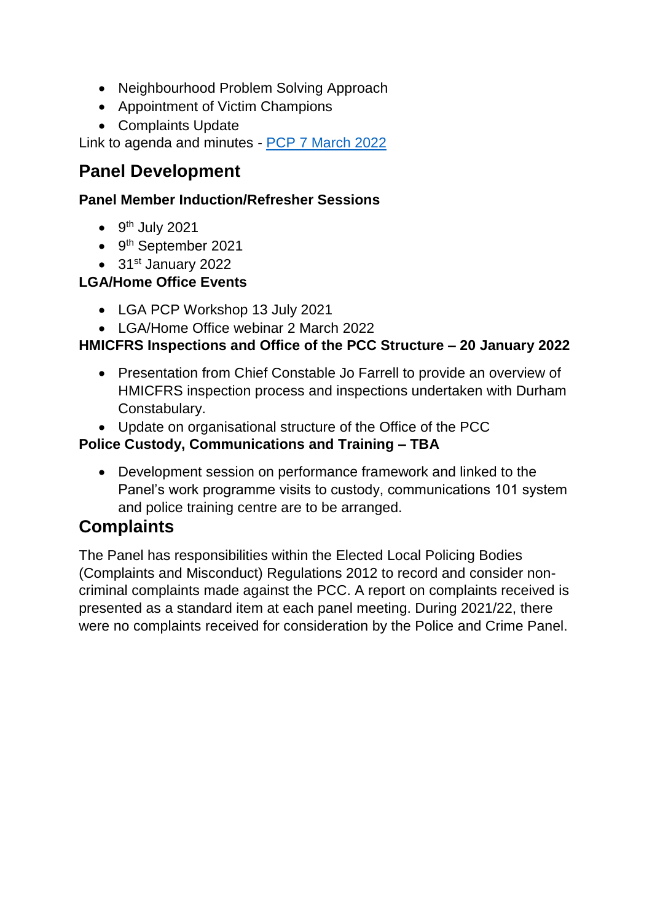- Neighbourhood Problem Solving Approach
- Appointment of Victim Champions
- Complaints Update

Link to agenda and minutes - [PCP 7 March 2022]

## Panel Development

### Panel Member Induction/Refresher Sessions

- 9th July 2021
- 9th September 2021
- 31st January 2022

### LGA/Home Office Events

- LGA PCP Workshop 13 July 2021
- LGA/Home Office webinar 2 March 2022

### HMICFRS Inspections and Office of the PCC Structure – 20 January 2022

- Presentation from Chief Constable Jo Farrell to provide an overview of HMICFRS inspection process and inspections undertaken with Durham Constabulary.
- Update on organisational structure of the Office of the PCC

### Police Custody, Communications and Training – TBA

- Development session on performance framework and linked to the Panel's work programme visits to custody, communications 101 system and police training centre are to be arranged.

## Complaints

The Panel has responsibilities within the Elected Local Policing Bodies (Complaints and Misconduct) Regulations 2012 to record and consider non-criminal complaints made against the PCC. A report on complaints received is presented as a standard item at each panel meeting. During 2021/22, there were no complaints received for consideration by the Police and Crime Panel.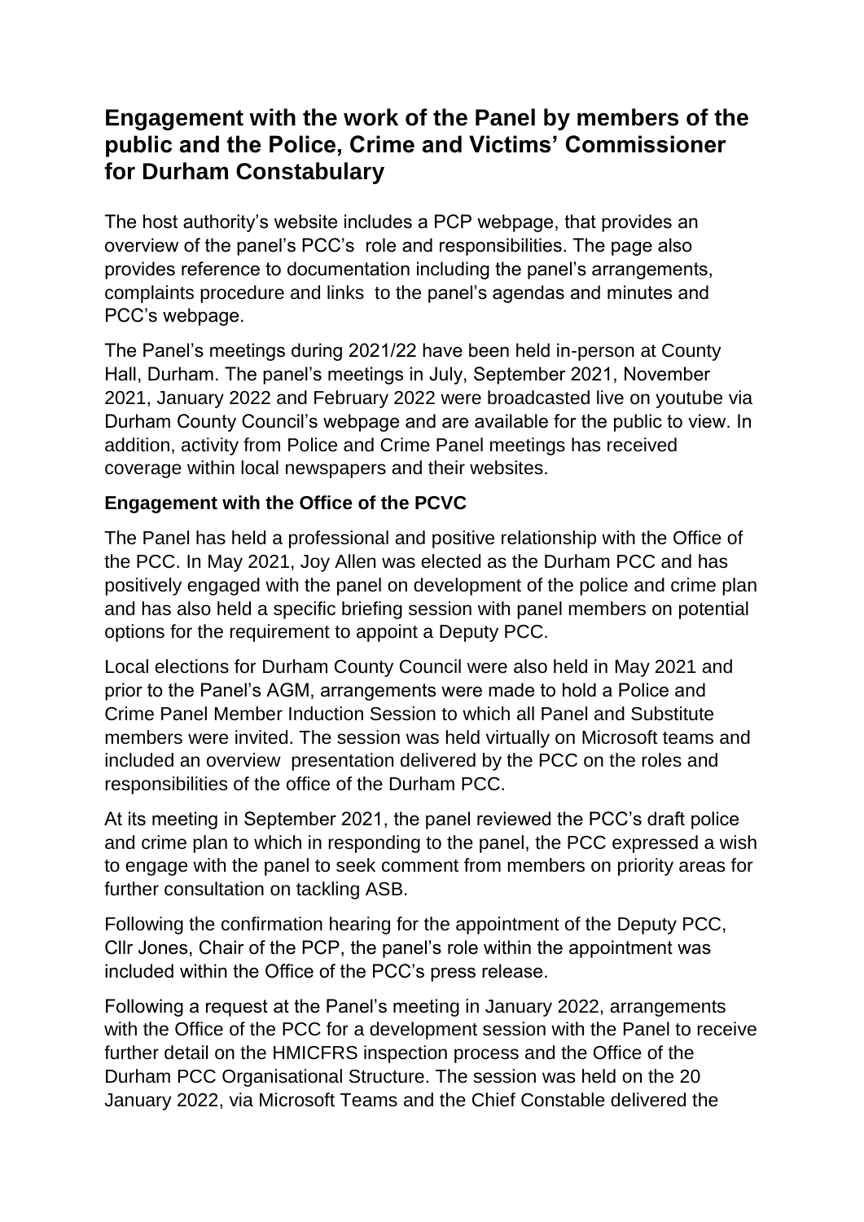## Engagement with the work of the Panel by members of the public and the Police, Crime and Victims' Commissioner for Durham Constabulary

The host authority's website includes a PCP webpage, that provides an overview of the panel's PCC's role and responsibilities. The page also provides reference to documentation including the panel's arrangements, complaints procedure and links to the panel's agendas and minutes and PCC's webpage.

The Panel's meetings during 2021/22 have been held in-person at County Hall, Durham. The panel's meetings in July, September 2021, November 2021, January 2022 and February 2022 were broadcasted live on youtube via Durham County Council's webpage and are available for the public to view. In addition, activity from Police and Crime Panel meetings has received coverage within local newspapers and their websites.

**Engagement with the Office of the PCVC**

The Panel has held a professional and positive relationship with the Office of the PCC. In May 2021, Joy Allen was elected as the Durham PCC and has positively engaged with the panel on development of the police and crime plan and has also held a specific briefing session with panel members on potential options for the requirement to appoint a Deputy PCC.

Local elections for Durham County Council were also held in May 2021 and prior to the Panel's AGM, arrangements were made to hold a Police and Crime Panel Member Induction Session to which all Panel and Substitute members were invited. The session was held virtually on Microsoft teams and included an overview presentation delivered by the PCC on the roles and responsibilities of the office of the Durham PCC.

At its meeting in September 2021, the panel reviewed the PCC's draft police and crime plan to which in responding to the panel, the PCC expressed a wish to engage with the panel to seek comment from members on priority areas for further consultation on tackling ASB.

Following the confirmation hearing for the appointment of the Deputy PCC, Cllr Jones, Chair of the PCP, the panel's role within the appointment was included within the Office of the PCC's press release.

Following a request at the Panel's meeting in January 2022, arrangements with the Office of the PCC for a development session with the Panel to receive further detail on the HMICFRS inspection process and the Office of the Durham PCC Organisational Structure. The session was held on the 20 January 2022, via Microsoft Teams and the Chief Constable delivered the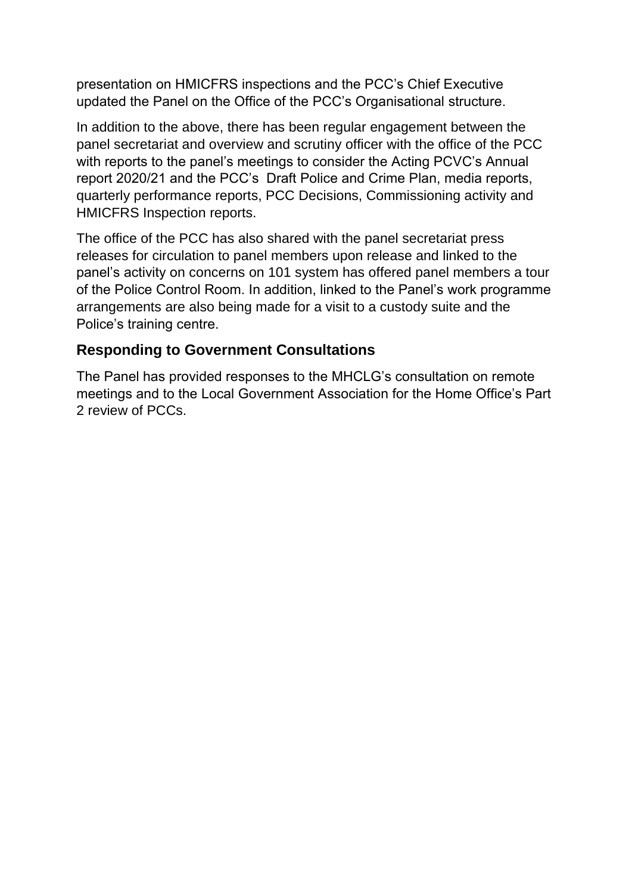presentation on HMICFRS inspections and the PCC's Chief Executive updated the Panel on the Office of the PCC's Organisational structure.

In addition to the above, there has been regular engagement between the panel secretariat and overview and scrutiny officer with the office of the PCC with reports to the panel's meetings to consider the Acting PCVC's Annual report 2020/21 and the PCC's Draft Police and Crime Plan, media reports, quarterly performance reports, PCC Decisions, Commissioning activity and HMICFRS Inspection reports.

The office of the PCC has also shared with the panel secretariat press releases for circulation to panel members upon release and linked to the panel's activity on concerns on 101 system has offered panel members a tour of the Police Control Room. In addition, linked to the Panel's work programme arrangements are also being made for a visit to a custody suite and the Police's training centre.

## Responding to Government Consultations

The Panel has provided responses to the MHCLG's consultation on remote meetings and to the Local Government Association for the Home Office's Part 2 review of PCCs.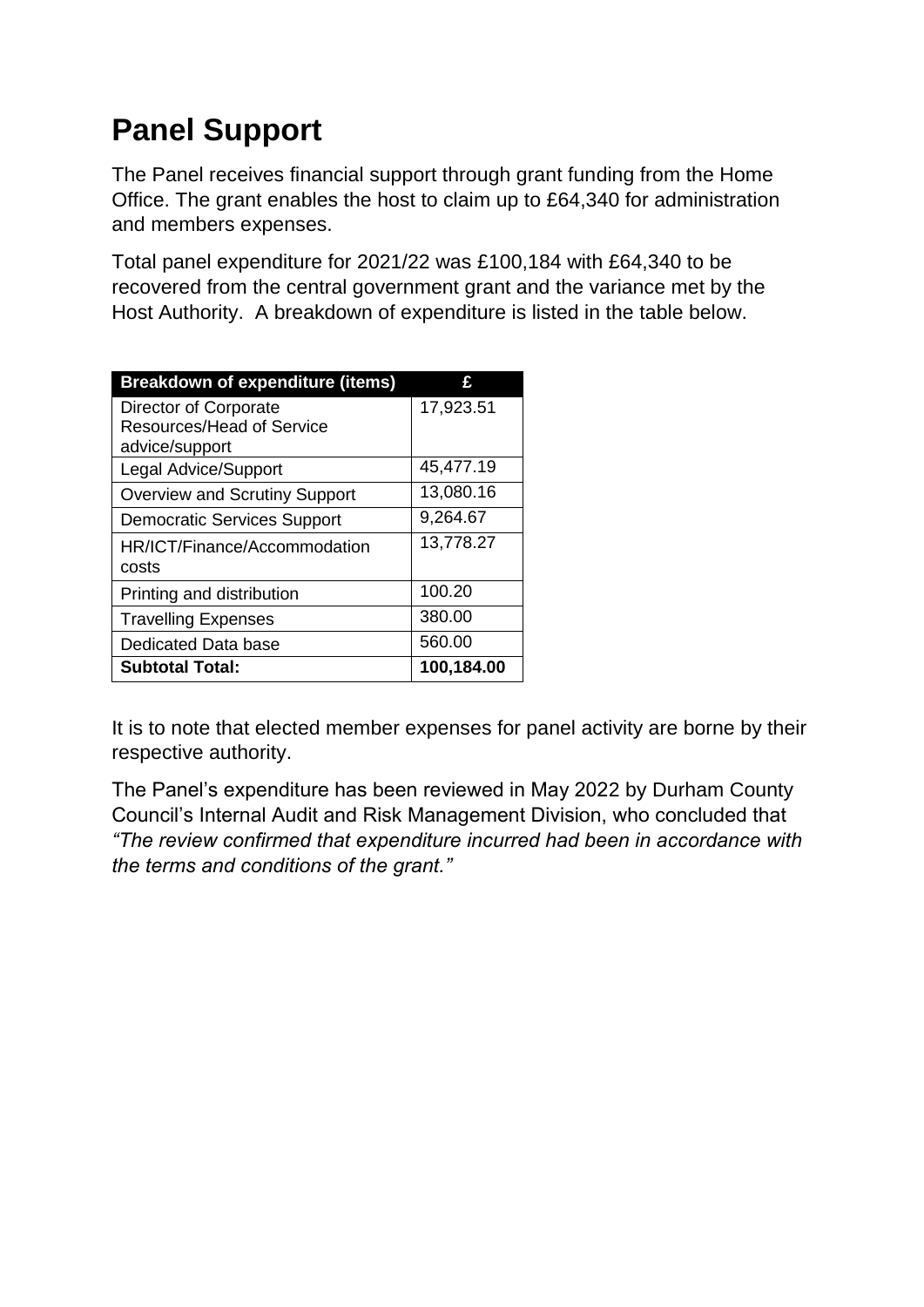# Panel Support

The Panel receives financial support through grant funding from the Home Office. The grant enables the host to claim up to £64,340 for administration and members expenses.

Total panel expenditure for 2021/22 was £100,184 with £64,340 to be recovered from the central government grant and the variance met by the Host Authority. A breakdown of expenditure is listed in the table below.

| Breakdown of expenditure (items) | £ |
|---|---|
| Director of Corporate Resources/Head of Service advice/support | 17,923.51 |
| Legal Advice/Support | 45,477.19 |
| Overview and Scrutiny Support | 13,080.16 |
| Democratic Services Support | 9,264.67 |
| HR/ICT/Finance/Accommodation costs | 13,778.27 |
| Printing and distribution | 100.20 |
| Travelling Expenses | 380.00 |
| Dedicated Data base | 560.00 |
| **Subtotal Total:** | **100,184.00** |

It is to note that elected member expenses for panel activity are borne by their respective authority.

The Panel's expenditure has been reviewed in May 2022 by Durham County Council's Internal Audit and Risk Management Division, who concluded that *"The review confirmed that expenditure incurred had been in accordance with the terms and conditions of the grant."*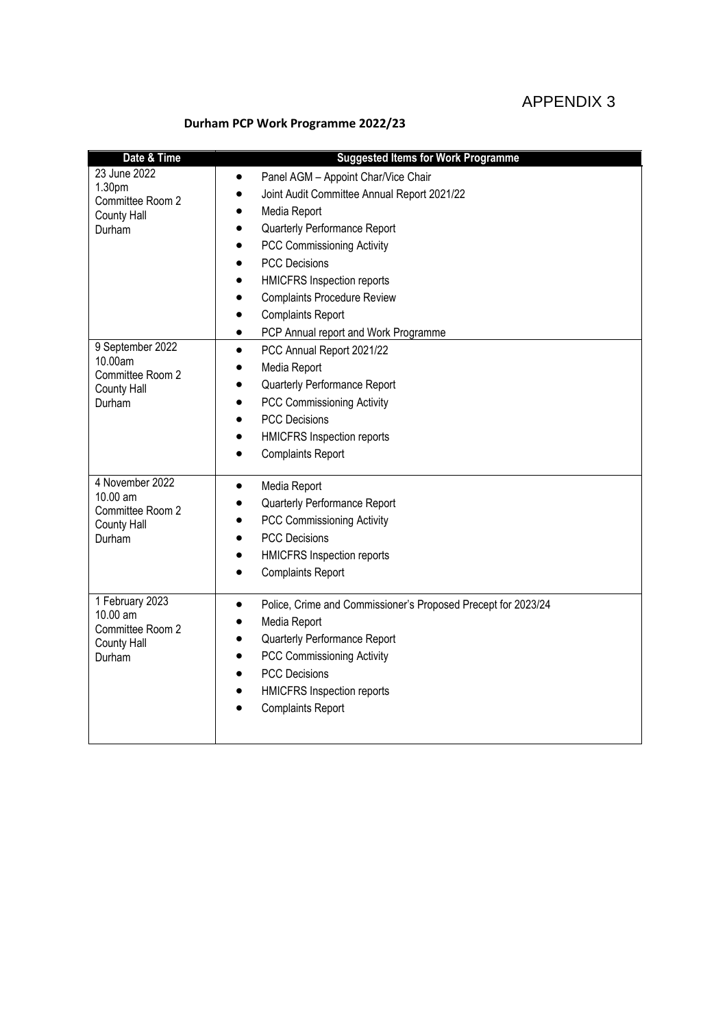APPENDIX 3

## Durham PCP Work Programme 2022/23

| Date & Time | Suggested Items for Work Programme |
|---|---|
| 23 June 2022<br>1.30pm<br>Committee Room 2<br>County Hall<br>Durham | • Panel AGM – Appoint Char/Vice Chair<br>• Joint Audit Committee Annual Report 2021/22<br>• Media Report<br>• Quarterly Performance Report<br>• PCC Commissioning Activity<br>• PCC Decisions<br>• HMICFRS Inspection reports<br>• Complaints Procedure Review<br>• Complaints Report<br>• PCP Annual report and Work Programme |
| 9 September 2022<br>10.00am<br>Committee Room 2<br>County Hall<br>Durham | • PCC Annual Report 2021/22<br>• Media Report<br>• Quarterly Performance Report<br>• PCC Commissioning Activity<br>• PCC Decisions<br>• HMICFRS Inspection reports<br>• Complaints Report |
| 4 November 2022<br>10.00 am<br>Committee Room 2<br>County Hall<br>Durham | • Media Report<br>• Quarterly Performance Report<br>• PCC Commissioning Activity<br>• PCC Decisions<br>• HMICFRS Inspection reports<br>• Complaints Report |
| 1 February 2023<br>10.00 am<br>Committee Room 2<br>County Hall<br>Durham | • Police, Crime and Commissioner's Proposed Precept for 2023/24<br>• Media Report<br>• Quarterly Performance Report<br>• PCC Commissioning Activity<br>• PCC Decisions<br>• HMICFRS Inspection reports<br>• Complaints Report |